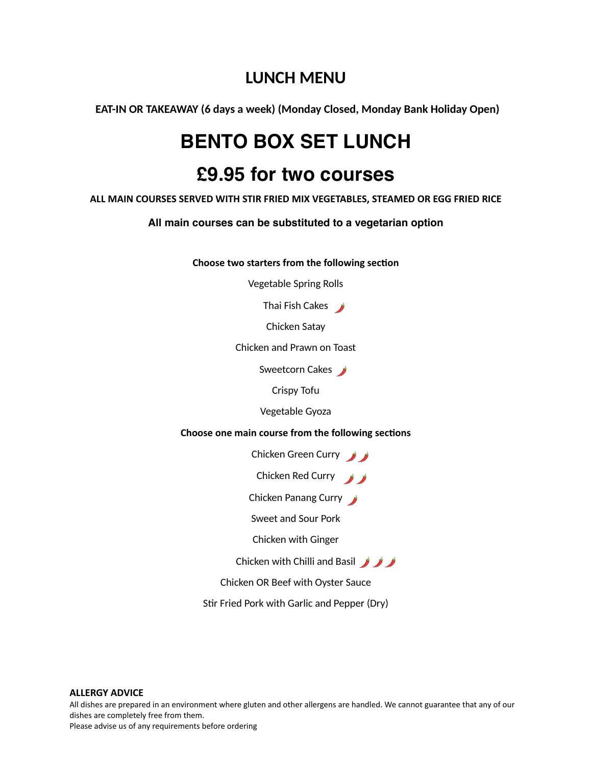# LUNCH MENU

**EAT-IN OR TAKEAWAY (6 days a week) (Monday Closed, Monday Bank Holiday Open)**

# BENTO BOX SET LUNCH

# £9.95 for two courses

**ALL MAIN COURSES SERVED WITH STIR FRIED MIX VEGETABLES, STEAMED OR EGG FRIED RICE**

**All main courses can be substituted to a vegetarian option**

**Choose two starters from the following section**

Vegetable Spring Rolls

Thai Fish Cakes 🌶️

Chicken Satay

Chicken and Prawn on Toast

Sweetcorn Cakes 🌶️

Crispy Tofu

Vegetable Gyoza

**Choose one main course from the following sections**

Chicken Green Curry 🌶️🌶️

Chicken Red Curry 🌶️🌶️

Chicken Panang Curry 🌶️

Sweet and Sour Pork

Chicken with Ginger

Chicken with Chilli and Basil 🌶️🌶️🌶️

Chicken OR Beef with Oyster Sauce

Stir Fried Pork with Garlic and Pepper (Dry)

**ALLERGY ADVICE**

All dishes are prepared in an environment where gluten and other allergens are handled. We cannot guarantee that any of our dishes are completely free from them.

Please advise us of any requirements before ordering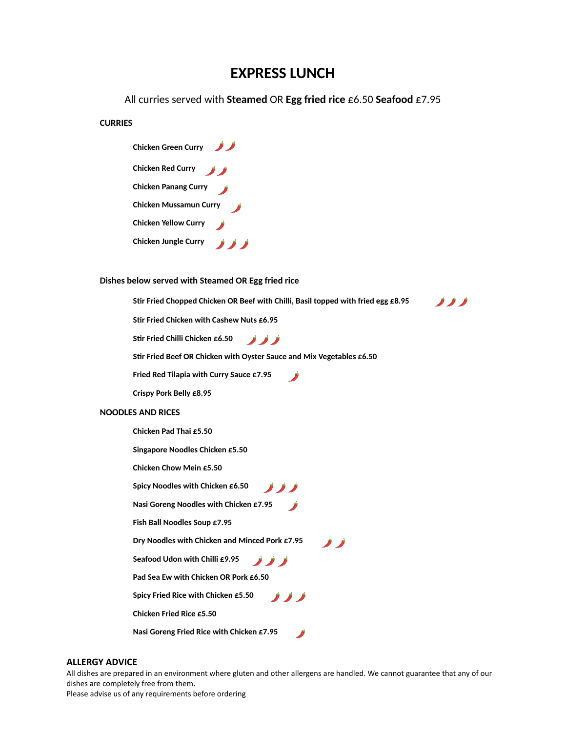# EXPRESS LUNCH

All curries served with **Steamed** OR **Egg fried rice** £6.50 **Seafood** £7.95

## CURRIES

**Chicken Green Curry** 🌶️🌶️

**Chicken Red Curry** 🌶️🌶️

**Chicken Panang Curry** 🌶️

**Chicken Mussamun Curry** 🌶️

**Chicken Yellow Curry** 🌶️

**Chicken Jungle Curry** 🌶️🌶️🌶️

## Dishes below served with Steamed OR Egg fried rice

**Stir Fried Chopped Chicken OR Beef with Chilli, Basil topped with fried egg £8.95** 🌶️🌶️🌶️

**Stir Fried Chicken with Cashew Nuts £6.95**

**Stir Fried Chilli Chicken £6.50** 🌶️🌶️🌶️

**Stir Fried Beef OR Chicken with Oyster Sauce and Mix Vegetables £6.50**

**Fried Red Tilapia with Curry Sauce £7.95** 🌶️

**Crispy Pork Belly £8.95**

## NOODLES AND RICES

**Chicken Pad Thai £5.50**

**Singapore Noodles Chicken £5.50**

**Chicken Chow Mein £5.50**

**Spicy Noodles with Chicken £6.50** 🌶️🌶️🌶️

**Nasi Goreng Noodles with Chicken £7.95** 🌶️

**Fish Ball Noodles Soup £7.95**

**Dry Noodles with Chicken and Minced Pork £7.95** 🌶️🌶️

**Seafood Udon with Chilli £9.95** 🌶️🌶️🌶️

**Pad Sea Ew with Chicken OR Pork £6.50**

**Spicy Fried Rice with Chicken £5.50** 🌶️🌶️🌶️

**Chicken Fried Rice £5.50**

**Nasi Goreng Fried Rice with Chicken £7.95** 🌶️

## ALLERGY ADVICE

All dishes are prepared in an environment where gluten and other allergens are handled. We cannot guarantee that any of our dishes are completely free from them.
Please advise us of any requirements before ordering